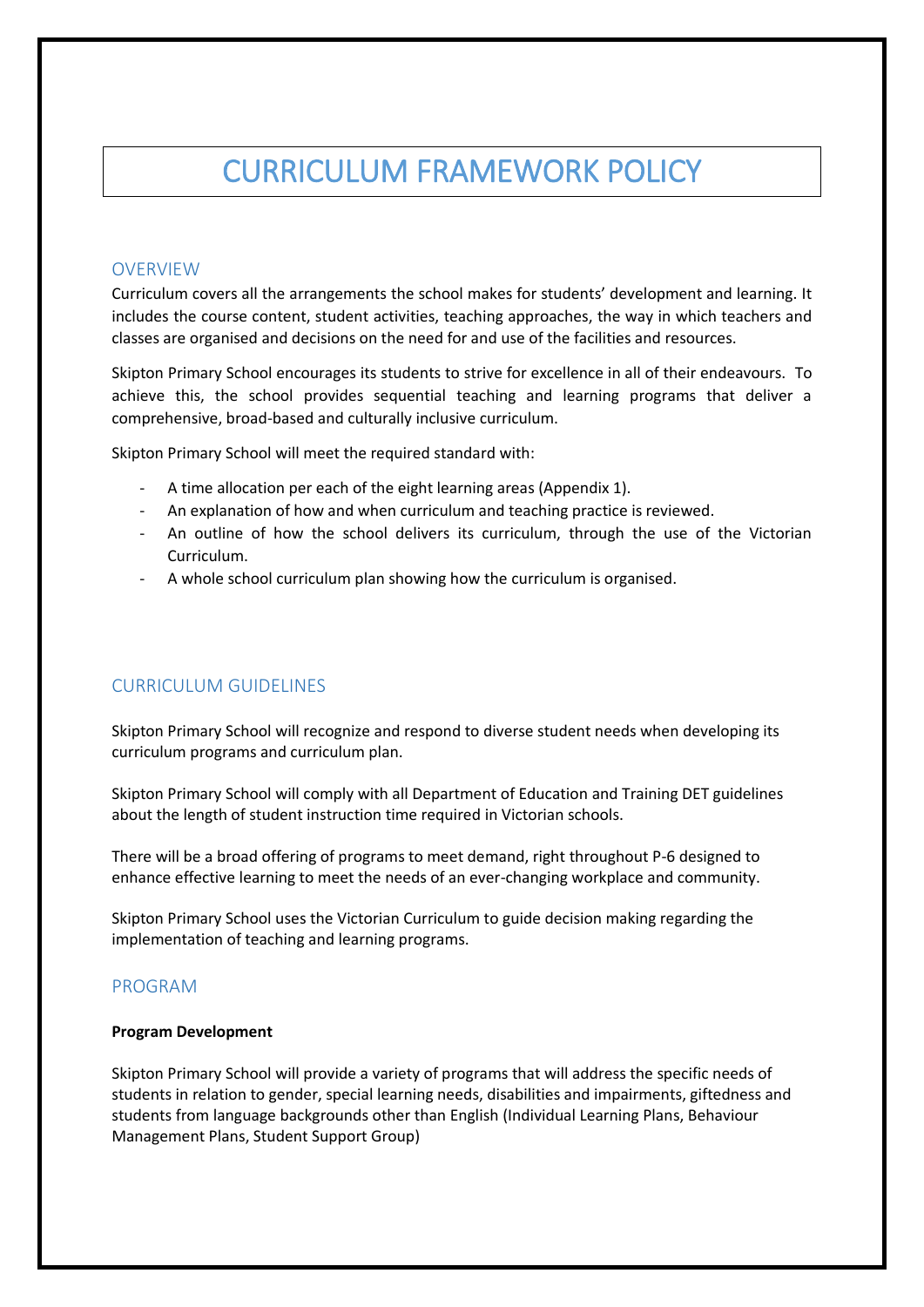# CURRICULUM FRAMEWORK POLICY

## OVERVIEW

Curriculum covers all the arrangements the school makes for students' development and learning. It includes the course content, student activities, teaching approaches, the way in which teachers and classes are organised and decisions on the need for and use of the facilities and resources.

Skipton Primary School encourages its students to strive for excellence in all of their endeavours. To achieve this, the school provides sequential teaching and learning programs that deliver a comprehensive, broad-based and culturally inclusive curriculum.

Skipton Primary School will meet the required standard with:

- A time allocation per each of the eight learning areas (Appendix 1).
- An explanation of how and when curriculum and teaching practice is reviewed.
- An outline of how the school delivers its curriculum, through the use of the Victorian Curriculum.
- A whole school curriculum plan showing how the curriculum is organised.

## CURRICULUM GUIDELINES

Skipton Primary School will recognize and respond to diverse student needs when developing its curriculum programs and curriculum plan.

Skipton Primary School will comply with all Department of Education and Training DET guidelines about the length of student instruction time required in Victorian schools.

There will be a broad offering of programs to meet demand, right throughout P-6 designed to enhance effective learning to meet the needs of an ever-changing workplace and community.

Skipton Primary School uses the Victorian Curriculum to guide decision making regarding the implementation of teaching and learning programs.

## PROGRAM

**Program Development**

Skipton Primary School will provide a variety of programs that will address the specific needs of students in relation to gender, special learning needs, disabilities and impairments, giftedness and students from language backgrounds other than English (Individual Learning Plans, Behaviour Management Plans, Student Support Group)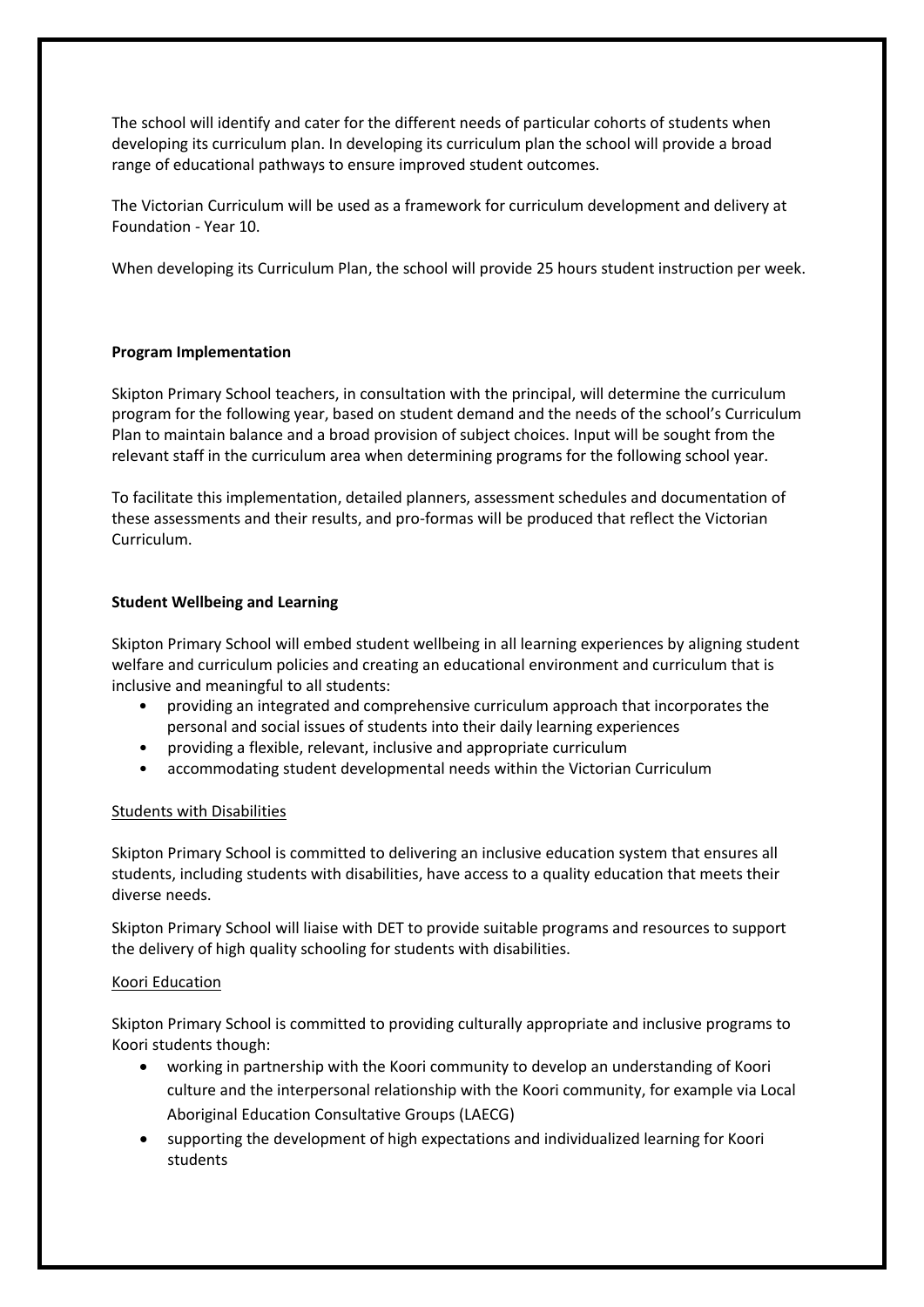The school will identify and cater for the different needs of particular cohorts of students when developing its curriculum plan. In developing its curriculum plan the school will provide a broad range of educational pathways to ensure improved student outcomes.

The Victorian Curriculum will be used as a framework for curriculum development and delivery at Foundation - Year 10.

When developing its Curriculum Plan, the school will provide 25 hours student instruction per week.

**Program Implementation**

Skipton Primary School teachers, in consultation with the principal, will determine the curriculum program for the following year, based on student demand and the needs of the school's Curriculum Plan to maintain balance and a broad provision of subject choices. Input will be sought from the relevant staff in the curriculum area when determining programs for the following school year.

To facilitate this implementation, detailed planners, assessment schedules and documentation of these assessments and their results, and pro-formas will be produced that reflect the Victorian Curriculum.

**Student Wellbeing and Learning**

Skipton Primary School will embed student wellbeing in all learning experiences by aligning student welfare and curriculum policies and creating an educational environment and curriculum that is inclusive and meaningful to all students:

- providing an integrated and comprehensive curriculum approach that incorporates the personal and social issues of students into their daily learning experiences
- providing a flexible, relevant, inclusive and appropriate curriculum
- accommodating student developmental needs within the Victorian Curriculum

<u>Students with Disabilities</u>

Skipton Primary School is committed to delivering an inclusive education system that ensures all students, including students with disabilities, have access to a quality education that meets their diverse needs.

Skipton Primary School will liaise with DET to provide suitable programs and resources to support the delivery of high quality schooling for students with disabilities.

<u>Koori Education</u>

Skipton Primary School is committed to providing culturally appropriate and inclusive programs to Koori students though:

- working in partnership with the Koori community to develop an understanding of Koori culture and the interpersonal relationship with the Koori community, for example via Local Aboriginal Education Consultative Groups (LAECG)
- supporting the development of high expectations and individualized learning for Koori students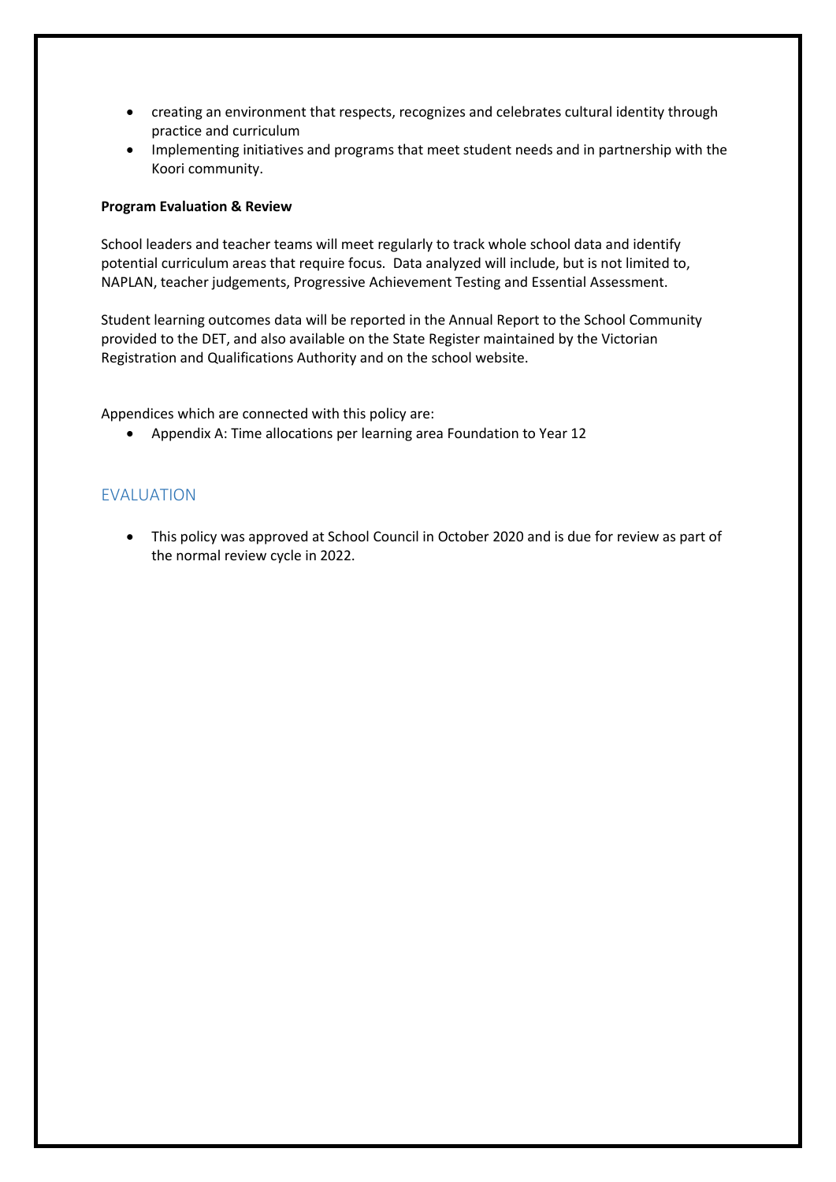- creating an environment that respects, recognizes and celebrates cultural identity through practice and curriculum
- Implementing initiatives and programs that meet student needs and in partnership with the Koori community.

**Program Evaluation & Review**

School leaders and teacher teams will meet regularly to track whole school data and identify potential curriculum areas that require focus. Data analyzed will include, but is not limited to, NAPLAN, teacher judgements, Progressive Achievement Testing and Essential Assessment.

Student learning outcomes data will be reported in the Annual Report to the School Community provided to the DET, and also available on the State Register maintained by the Victorian Registration and Qualifications Authority and on the school website.

Appendices which are connected with this policy are:

- Appendix A: Time allocations per learning area Foundation to Year 12

## EVALUATION

- This policy was approved at School Council in October 2020 and is due for review as part of the normal review cycle in 2022.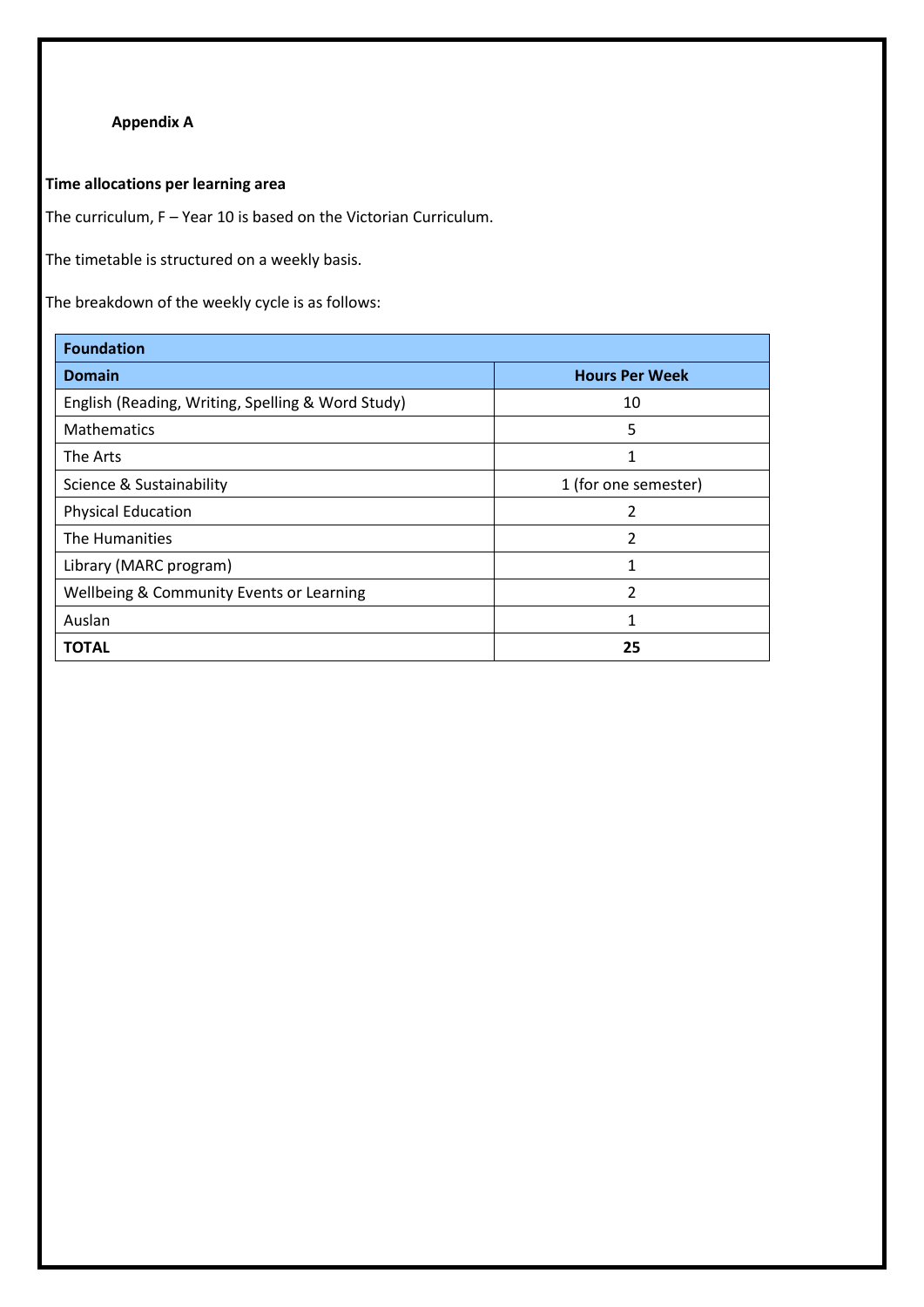**Appendix A**

**Time allocations per learning area**

The curriculum, F – Year 10 is based on the Victorian Curriculum.

The timetable is structured on a weekly basis.

The breakdown of the weekly cycle is as follows:

| **Foundation** | |
|---|---|
| **Domain** | **Hours Per Week** |
| English (Reading, Writing, Spelling & Word Study) | 10 |
| Mathematics | 5 |
| The Arts | 1 |
| Science & Sustainability | 1 (for one semester) |
| Physical Education | 2 |
| The Humanities | 2 |
| Library (MARC program) | 1 |
| Wellbeing & Community Events or Learning | 2 |
| Auslan | 1 |
| **TOTAL** | **25** |